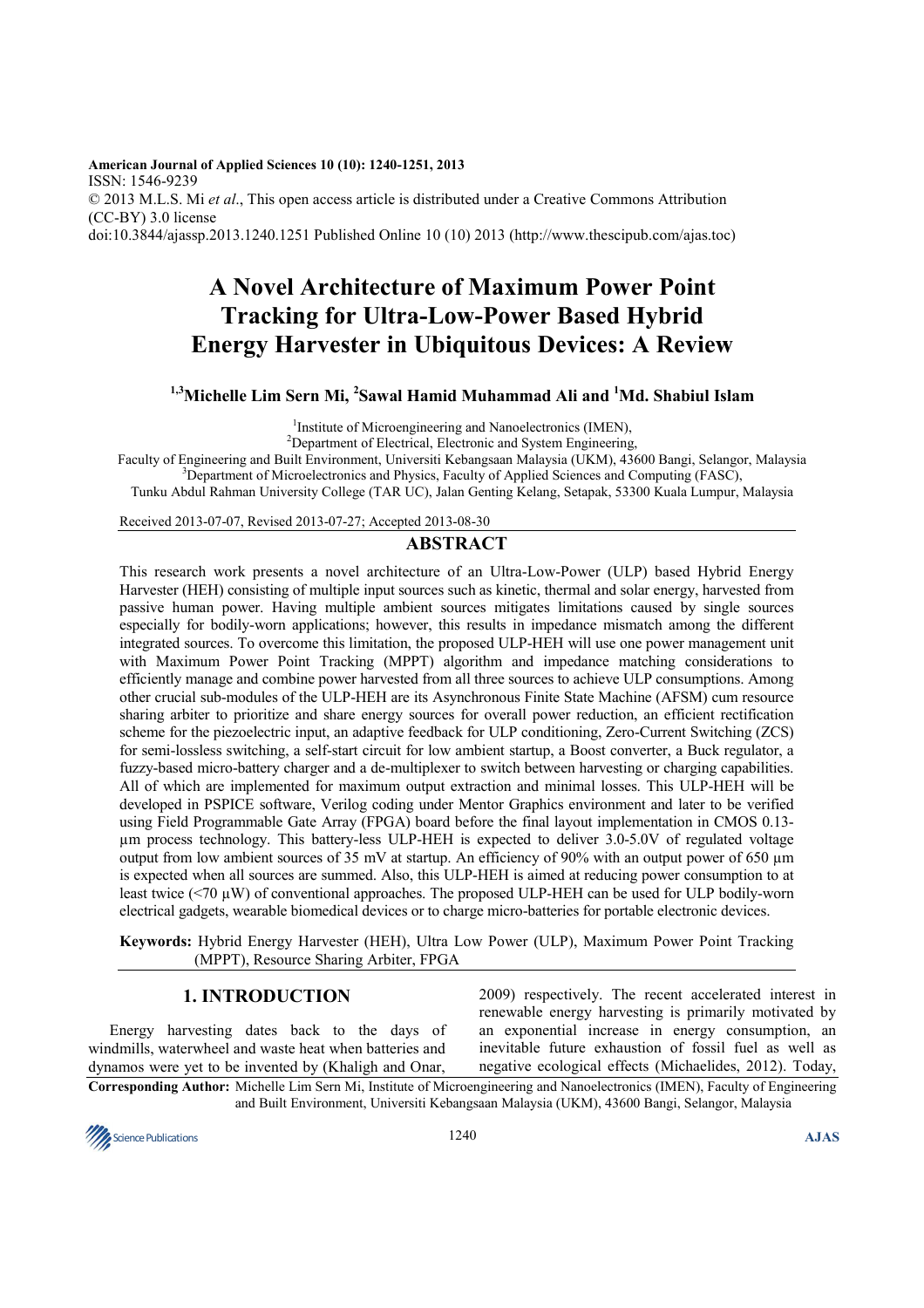**American Journal of Applied Sciences 10 (10): 1240-1251, 2013**
ISSN: 1546-9239
© 2013 M.L.S. Mi *et al*., This open access article is distributed under a Creative Commons Attribution (CC-BY) 3.0 license
doi:10.3844/ajassp.2013.1240.1251 Published Online 10 (10) 2013 (http://www.thescipub.com/ajas.toc)

# A Novel Architecture of Maximum Power Point Tracking for Ultra-Low-Power Based Hybrid Energy Harvester in Ubiquitous Devices: A Review

**[1,3]Michelle Lim Sern Mi, [2]Sawal Hamid Muhammad Ali and [1]Md. Shabiul Islam**

[1]Institute of Microengineering and Nanoelectronics (IMEN),
[2]Department of Electrical, Electronic and System Engineering,
Faculty of Engineering and Built Environment, Universiti Kebangsaan Malaysia (UKM), 43600 Bangi, Selangor, Malaysia
[3]Department of Microelectronics and Physics, Faculty of Applied Sciences and Computing (FASC),
Tunku Abdul Rahman University College (TAR UC), Jalan Genting Kelang, Setapak, 53300 Kuala Lumpur, Malaysia

Received 2013-07-07, Revised 2013-07-27; Accepted 2013-08-30

## ABSTRACT

This research work presents a novel architecture of an Ultra-Low-Power (ULP) based Hybrid Energy Harvester (HEH) consisting of multiple input sources such as kinetic, thermal and solar energy, harvested from passive human power. Having multiple ambient sources mitigates limitations caused by single sources especially for bodily-worn applications; however, this results in impedance mismatch among the different integrated sources. To overcome this limitation, the proposed ULP-HEH will use one power management unit with Maximum Power Point Tracking (MPPT) algorithm and impedance matching considerations to efficiently manage and combine power harvested from all three sources to achieve ULP consumptions. Among other crucial sub-modules of the ULP-HEH are its Asynchronous Finite State Machine (AFSM) cum resource sharing arbiter to prioritize and share energy sources for overall power reduction, an efficient rectification scheme for the piezoelectric input, an adaptive feedback for ULP conditioning, Zero-Current Switching (ZCS) for semi-lossless switching, a self-start circuit for low ambient startup, a Boost converter, a Buck regulator, a fuzzy-based micro-battery charger and a de-multiplexer to switch between harvesting or charging capabilities. All of which are implemented for maximum output extraction and minimal losses. This ULP-HEH will be developed in PSPICE software, Verilog coding under Mentor Graphics environment and later to be verified using Field Programmable Gate Array (FPGA) board before the final layout implementation in CMOS 0.13-µm process technology. This battery-less ULP-HEH is expected to deliver 3.0-5.0V of regulated voltage output from low ambient sources of 35 mV at startup. An efficiency of 90% with an output power of 650 µm is expected when all sources are summed. Also, this ULP-HEH is aimed at reducing power consumption to at least twice (<70 µW) of conventional approaches. The proposed ULP-HEH can be used for ULP bodily-worn electrical gadgets, wearable biomedical devices or to charge micro-batteries for portable electronic devices.

**Keywords:** Hybrid Energy Harvester (HEH), Ultra Low Power (ULP), Maximum Power Point Tracking (MPPT), Resource Sharing Arbiter, FPGA

## 1. INTRODUCTION

Energy harvesting dates back to the days of windmills, waterwheel and waste heat when batteries and dynamos were yet to be invented by (Khaligh and Onar, 2009) respectively. The recent accelerated interest in renewable energy harvesting is primarily motivated by an exponential increase in energy consumption, an inevitable future exhaustion of fossil fuel as well as negative ecological effects (Michaelides, 2012). Today,

**Corresponding Author:** Michelle Lim Sern Mi, Institute of Microengineering and Nanoelectronics (IMEN), Faculty of Engineering and Built Environment, Universiti Kebangsaan Malaysia (UKM), 43600 Bangi, Selangor, Malaysia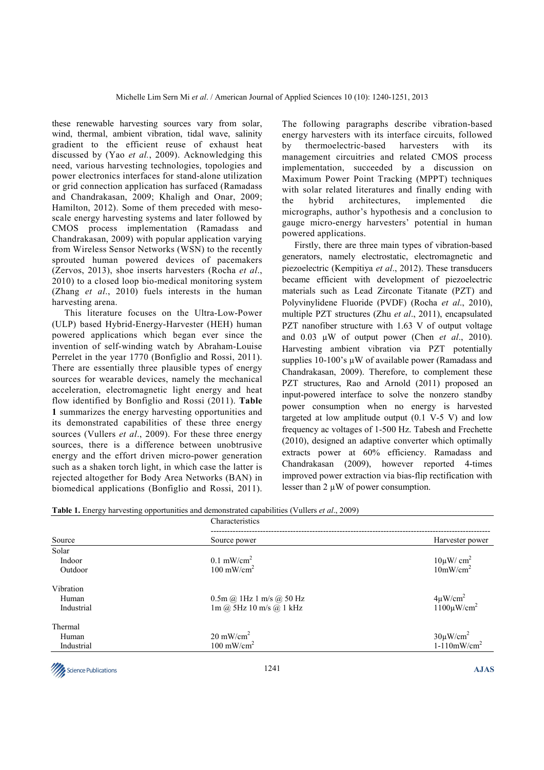these renewable harvesting sources vary from solar, wind, thermal, ambient vibration, tidal wave, salinity gradient to the efficient reuse of exhaust heat discussed by (Yao *et al.*, 2009). Acknowledging this need, various harvesting technologies, topologies and power electronics interfaces for stand-alone utilization or grid connection application has surfaced (Ramadass and Chandrakasan, 2009; Khaligh and Onar, 2009; Hamilton, 2012). Some of them preceded with meso-scale energy harvesting systems and later followed by CMOS process implementation (Ramadass and Chandrakasan, 2009) with popular application varying from Wireless Sensor Networks (WSN) to the recently sprouted human powered devices of pacemakers (Zervos, 2013), shoe inserts harvesters (Rocha *et al*., 2010) to a closed loop bio-medical monitoring system (Zhang *et al*., 2010) fuels interests in the human harvesting arena.

This literature focuses on the Ultra-Low-Power (ULP) based Hybrid-Energy-Harvester (HEH) human powered applications which began ever since the invention of self-winding watch by Abraham-Louise Perrelet in the year 1770 (Bonfiglio and Rossi, 2011). There are essentially three plausible types of energy sources for wearable devices, namely the mechanical acceleration, electromagnetic light energy and heat flow identified by Bonfiglio and Rossi (2011). **Table 1** summarizes the energy harvesting opportunities and its demonstrated capabilities of these three energy sources (Vullers *et al*., 2009). For these three energy sources, there is a difference between unobtrusive energy and the effort driven micro-power generation such as a shaken torch light, in which case the latter is rejected altogether for Body Area Networks (BAN) in biomedical applications (Bonfiglio and Rossi, 2011).

The following paragraphs describe vibration-based energy harvesters with its interface circuits, followed by thermoelectric-based harvesters with its management circuitries and related CMOS process implementation, succeeded by a discussion on Maximum Power Point Tracking (MPPT) techniques with solar related literatures and finally ending with the hybrid architectures, implemented die micrographs, author's hypothesis and a conclusion to gauge micro-energy harvesters' potential in human powered applications.

Firstly, there are three main types of vibration-based generators, namely electrostatic, electromagnetic and piezoelectric (Kempitiya *et al*., 2012). These transducers became efficient with development of piezoelectric materials such as Lead Zirconate Titanate (PZT) and Polyvinylidene Fluoride (PVDF) (Rocha *et al*., 2010), multiple PZT structures (Zhu *et al*., 2011), encapsulated PZT nanofiber structure with 1.63 V of output voltage and 0.03 μW of output power (Chen *et al*., 2010). Harvesting ambient vibration via PZT potentially supplies 10-100's μW of available power (Ramadass and Chandrakasan, 2009). Therefore, to complement these PZT structures, Rao and Arnold (2011) proposed an input-powered interface to solve the nonzero standby power consumption when no energy is harvested targeted at low amplitude output (0.1 V-5 V) and low frequency ac voltages of 1-500 Hz. Tabesh and Frechette (2010), designed an adaptive converter which optimally extracts power at 60% efficiency. Ramadass and Chandrakasan (2009), however reported 4-times improved power extraction via bias-flip rectification with lesser than 2 μW of power consumption.

**Table 1.** Energy harvesting opportunities and demonstrated capabilities (Vullers *et al*., 2009)

| | Characteristics | |
|---|---|---|
| Source | Source power | Harvester power |
| Solar | | |
| Indoor | 0.1 mW/cm$^2$ | 10μW/ cm$^2$ |
| Outdoor | 100 mW/cm$^2$ | 10mW/cm$^2$ |
| Vibration | | |
| Human | 0.5m @ 1Hz 1 m/s @ 50 Hz | 4μW/cm$^2$ |
| Industrial | 1m @ 5Hz 10 m/s @ 1 kHz | 1100μW/cm$^2$ |
| Thermal | | |
| Human | 20 mW/cm$^2$ | 30μW/cm$^2$ |
| Industrial | 100 mW/cm$^2$ | 1-110mW/cm$^2$ |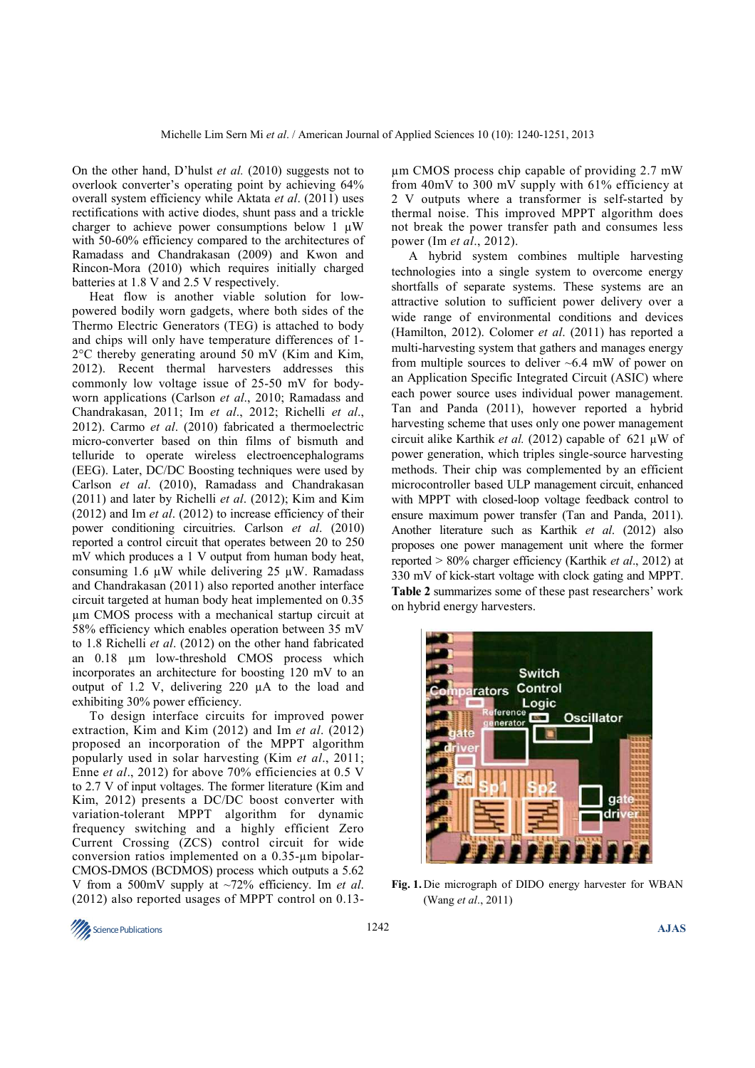On the other hand, D'hulst *et al.* (2010) suggests not to overlook converter's operating point by achieving 64% overall system efficiency while Aktata *et al*. (2011) uses rectifications with active diodes, shunt pass and a trickle charger to achieve power consumptions below 1 µW with 50-60% efficiency compared to the architectures of Ramadass and Chandrakasan (2009) and Kwon and Rincon-Mora (2010) which requires initially charged batteries at 1.8 V and 2.5 V respectively.

Heat flow is another viable solution for low-powered bodily worn gadgets, where both sides of the Thermo Electric Generators (TEG) is attached to body and chips will only have temperature differences of 1-2°C thereby generating around 50 mV (Kim and Kim, 2012). Recent thermal harvesters addresses this commonly low voltage issue of 25-50 mV for body-worn applications (Carlson *et al*., 2010; Ramadass and Chandrakasan, 2011; Im *et al*., 2012; Richelli *et al*., 2012). Carmo *et al*. (2010) fabricated a thermoelectric micro-converter based on thin films of bismuth and telluride to operate wireless electroencephalograms (EEG). Later, DC/DC Boosting techniques were used by Carlson *et al*. (2010), Ramadass and Chandrakasan (2011) and later by Richelli *et al*. (2012); Kim and Kim (2012) and Im *et al*. (2012) to increase efficiency of their power conditioning circuitries. Carlson *et al*. (2010) reported a control circuit that operates between 20 to 250 mV which produces a 1 V output from human body heat, consuming 1.6 µW while delivering 25 µW. Ramadass and Chandrakasan (2011) also reported another interface circuit targeted at human body heat implemented on 0.35 µm CMOS process with a mechanical startup circuit at 58% efficiency which enables operation between 35 mV to 1.8 Richelli *et al*. (2012) on the other hand fabricated an 0.18 µm low-threshold CMOS process which incorporates an architecture for boosting 120 mV to an output of 1.2 V, delivering 220 µA to the load and exhibiting 30% power efficiency.

To design interface circuits for improved power extraction, Kim and Kim (2012) and Im *et al*. (2012) proposed an incorporation of the MPPT algorithm popularly used in solar harvesting (Kim *et al*., 2011; Enne *et al*., 2012) for above 70% efficiencies at 0.5 V to 2.7 V of input voltages. The former literature (Kim and Kim, 2012) presents a DC/DC boost converter with variation-tolerant MPPT algorithm for dynamic frequency switching and a highly efficient Zero Current Crossing (ZCS) control circuit for wide conversion ratios implemented on a 0.35-µm bipolar-CMOS-DMOS (BCDMOS) process which outputs a 5.62 V from a 500mV supply at ~72% efficiency. Im *et al*. (2012) also reported usages of MPPT control on 0.13-µm CMOS process chip capable of providing 2.7 mW from 40mV to 300 mV supply with 61% efficiency at 2 V outputs where a transformer is self-started by thermal noise. This improved MPPT algorithm does not break the power transfer path and consumes less power (Im *et al*., 2012).

A hybrid system combines multiple harvesting technologies into a single system to overcome energy shortfalls of separate systems. These systems are an attractive solution to sufficient power delivery over a wide range of environmental conditions and devices (Hamilton, 2012). Colomer *et al*. (2011) has reported a multi-harvesting system that gathers and manages energy from multiple sources to deliver ~6.4 mW of power on an Application Specific Integrated Circuit (ASIC) where each power source uses individual power management. Tan and Panda (2011), however reported a hybrid harvesting scheme that uses only one power management circuit alike Karthik *et al.* (2012) capable of 621 µW of power generation, which triples single-source harvesting methods. Their chip was complemented by an efficient microcontroller based ULP management circuit, enhanced with MPPT with closed-loop voltage feedback control to ensure maximum power transfer (Tan and Panda, 2011). Another literature such as Karthik *et al*. (2012) also proposes one power management unit where the former reported > 80% charger efficiency (Karthik *et al*., 2012) at 330 mV of kick-start voltage with clock gating and MPPT. **Table 2** summarizes some of these past researchers' work on hybrid energy harvesters.

**Fig. 1.** Die micrograph of DIDO energy harvester for WBAN (Wang *et al*., 2011)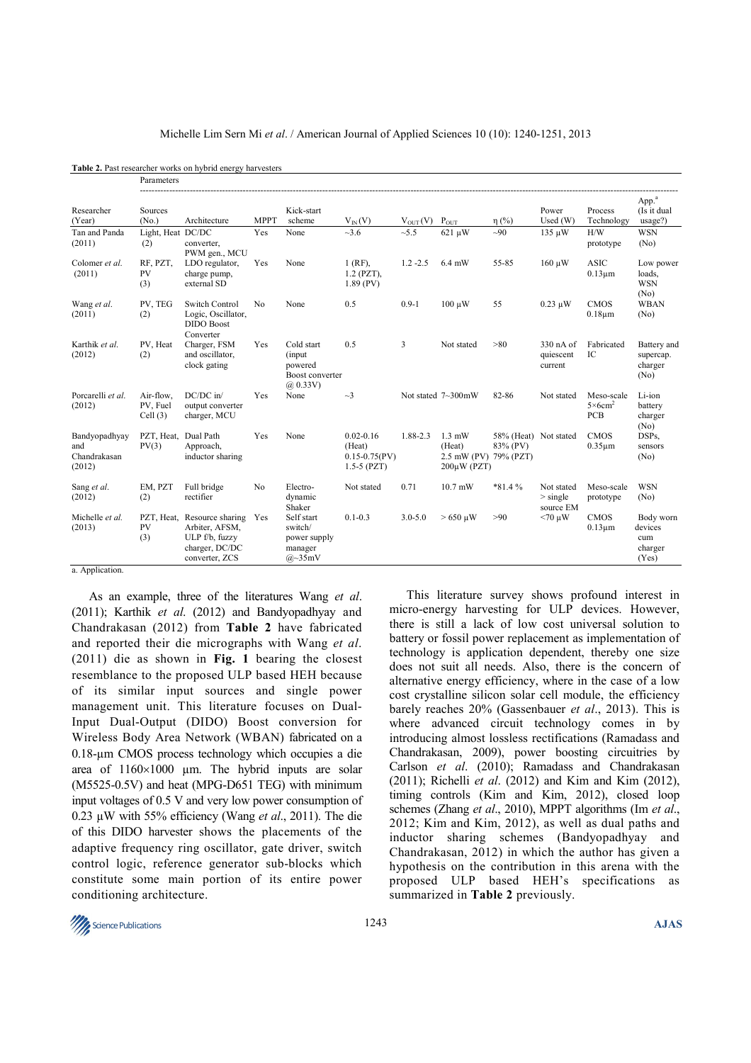**Table 2.** Past researcher works on hybrid energy harvesters

| Researcher (Year) | Parameters | | | | | | | | | | |
|---|---|---|---|---|---|---|---|---|---|---|---|
| | Sources (No.) | Architecture | MPPT | Kick-start scheme | $V_{IN}$(V) | $V_{OUT}$ (V) | $P_{OUT}$ | η (%) | Power Used (W) | Process Technology | App.[a] (Is it dual usage?) |
| Tan and Panda (2011) | Light, Heat (2) | DC/DC converter, PWM gen., MCU | Yes | None | ~3.6 | ~5.5 | 621 µW | ~90 | 135 µW | H/W prototype | WSN (No) |
| Colomer *et al.* (2011) | RF, PZT, PV (3) | LDO regulator, charge pump, external SD | Yes | None | 1 (RF), 1.2 (PZT), 1.89 (PV) | 1.2 -2.5 | 6.4 mW | 55-85 | 160 µW | ASIC 0.13µm | Low power loads, WSN (No) |
| Wang *et al.* (2011) | PV, TEG (2) | Switch Control Logic, Oscillator, DIDO Boost Converter | No | None | 0.5 | 0.9-1 | 100 µW | 55 | 0.23 µW | CMOS 0.18µm | WBAN (No) |
| Karthik *et al.* (2012) | PV, Heat (2) | Charger, FSM and oscillator, clock gating | Yes | Cold start (input powered Boost converter @ 0.33V) | 0.5 | 3 | Not stated | >80 | 330 nA of quiescent current | Fabricated IC | Battery and supercap. charger (No) |
| Porcarelli *et al.* (2012) | Air-flow, PV, Fuel Cell (3) | DC/DC in/ output converter charger, MCU | Yes | None | ~3 | Not stated | 7~300mW | 82-86 | Not stated | Meso-scale 5×6cm$^2$ PCB | Li-ion battery charger (No) |
| Bandyopadhyay and Chandrakasan (2012) | PZT, Heat, PV(3) | Dual Path Approach, inductor sharing | Yes | None | 0.02-0.16 (Heat) 0.15-0.75(PV) 1.5-5 (PZT) | 1.88-2.3 | 1.3 mW (Heat) 2.5 mW (PV) 200µW (PZT) | 58% (Heat) 83% (PV) 79% (PZT) | Not stated | CMOS 0.35µm | DSPs, sensors (No) |
| Sang *et al.* (2012) | EM, PZT (2) | Full bridge rectifier | No | Electro-dynamic Shaker | Not stated | 0.71 | 10.7 mW | *81.4 % | Not stated > single source EM | Meso-scale prototype | WSN (No) |
| Michelle *et al.* (2013) | PZT, Heat, PV (3) | Resource sharing Arbiter, AFSM, ULP f/b, fuzzy charger, DC/DC converter, ZCS | Yes | Self start switch/ power supply manager @~35mV | 0.1-0.3 | 3.0-5.0 | > 650 µW | >90 | <70 µW | CMOS 0.13µm | Body worn devices cum charger (Yes) |

a. Application.

As an example, three of the literatures Wang *et al*. (2011); Karthik *et al.* (2012) and Bandyopadhyay and Chandrakasan (2012) from **Table 2** have fabricated and reported their die micrographs with Wang *et al*. (2011) die as shown in **Fig. 1** bearing the closest resemblance to the proposed ULP based HEH because of its similar input sources and single power management unit. This literature focuses on Dual-Input Dual-Output (DIDO) Boost conversion for Wireless Body Area Network (WBAN) fabricated on a 0.18-µm CMOS process technology which occupies a die area of 1160×1000 µm. The hybrid inputs are solar (M5525-0.5V) and heat (MPG-D651 TEG) with minimum input voltages of 0.5 V and very low power consumption of 0.23 µW with 55% efficiency (Wang *et al*., 2011). The die of this DIDO harvester shows the placements of the adaptive frequency ring oscillator, gate driver, switch control logic, reference generator sub-blocks which constitute some main portion of its entire power conditioning architecture.

This literature survey shows profound interest in micro-energy harvesting for ULP devices. However, there is still a lack of low cost universal solution to battery or fossil power replacement as implementation of technology is application dependent, thereby one size does not suit all needs. Also, there is the concern of alternative energy efficiency, where in the case of a low cost crystalline silicon solar cell module, the efficiency barely reaches 20% (Gassenbauer *et al*., 2013). This is where advanced circuit technology comes in by introducing almost lossless rectifications (Ramadass and Chandrakasan, 2009), power boosting circuitries by Carlson *et al*. (2010); Ramadass and Chandrakasan (2011); Richelli *et al*. (2012) and Kim and Kim (2012), timing controls (Kim and Kim, 2012), closed loop schemes (Zhang *et al*., 2010), MPPT algorithms (Im *et al*., 2012; Kim and Kim, 2012), as well as dual paths and inductor sharing schemes (Bandyopadhyay and Chandrakasan, 2012) in which the author has given a hypothesis on the contribution in this arena with the proposed ULP based HEH's specifications as summarized in **Table 2** previously.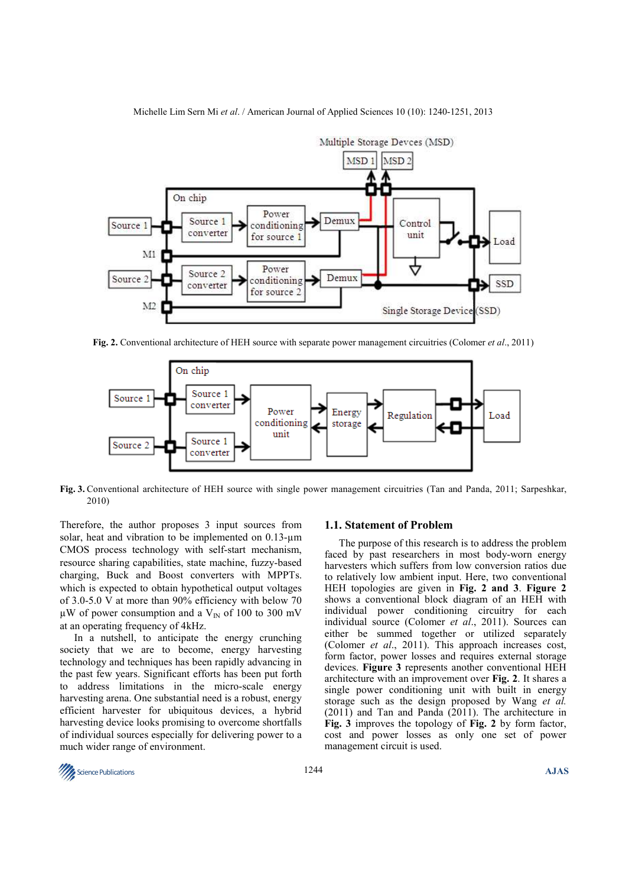Fig. 2. Conventional architecture of HEH source with separate power management circuitries (Colomer *et al*., 2011)

Fig. 3. Conventional architecture of HEH source with single power management circuitries (Tan and Panda, 2011; Sarpeshkar, 2010)

Therefore, the author proposes 3 input sources from solar, heat and vibration to be implemented on 0.13-µm CMOS process technology with self-start mechanism, resource sharing capabilities, state machine, fuzzy-based charging, Buck and Boost converters with MPPTs. which is expected to obtain hypothetical output voltages of 3.0-5.0 V at more than 90% efficiency with below 70 µW of power consumption and a $V_{IN}$ of 100 to 300 mV at an operating frequency of 4kHz.

In a nutshell, to anticipate the energy crunching society that we are to become, energy harvesting technology and techniques has been rapidly advancing in the past few years. Significant efforts has been put forth to address limitations in the micro-scale energy harvesting arena. One substantial need is a robust, energy efficient harvester for ubiquitous devices, a hybrid harvesting device looks promising to overcome shortfalls of individual sources especially for delivering power to a much wider range of environment.

### 1.1. Statement of Problem

The purpose of this research is to address the problem faced by past researchers in most body-worn energy harvesters which suffers from low conversion ratios due to relatively low ambient input. Here, two conventional HEH topologies are given in **Fig. 2 and 3**. **Figure 2** shows a conventional block diagram of an HEH with individual power conditioning circuitry for each individual source (Colomer *et al*., 2011). Sources can either be summed together or utilized separately (Colomer *et al*., 2011). This approach increases cost, form factor, power losses and requires external storage devices. **Figure 3** represents another conventional HEH architecture with an improvement over **Fig. 2**. It shares a single power conditioning unit with built in energy storage such as the design proposed by Wang *et al.* (2011) and Tan and Panda (2011). The architecture in **Fig. 3** improves the topology of **Fig. 2** by form factor, cost and power losses as only one set of power management circuit is used.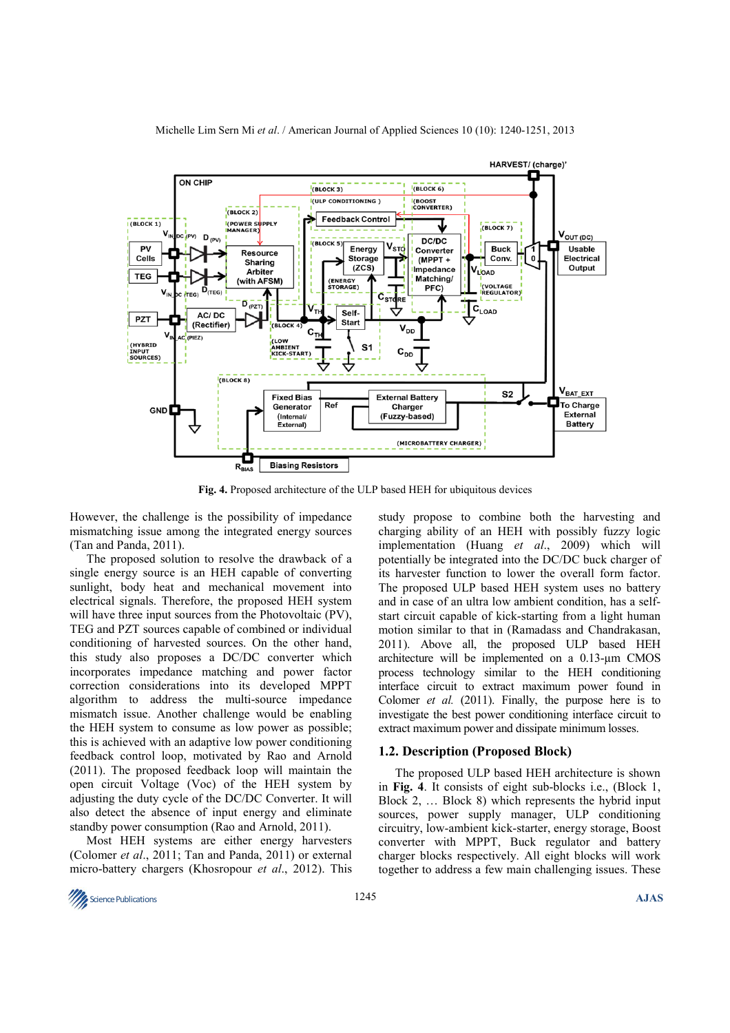**Fig. 4.** Proposed architecture of the ULP based HEH for ubiquitous devices

However, the challenge is the possibility of impedance mismatching issue among the integrated energy sources (Tan and Panda, 2011).

The proposed solution to resolve the drawback of a single energy source is an HEH capable of converting sunlight, body heat and mechanical movement into electrical signals. Therefore, the proposed HEH system will have three input sources from the Photovoltaic (PV), TEG and PZT sources capable of combined or individual conditioning of harvested sources. On the other hand, this study also proposes a DC/DC converter which incorporates impedance matching and power factor correction considerations into its developed MPPT algorithm to address the multi-source impedance mismatch issue. Another challenge would be enabling the HEH system to consume as low power as possible; this is achieved with an adaptive low power conditioning feedback control loop, motivated by Rao and Arnold (2011). The proposed feedback loop will maintain the open circuit Voltage (Voc) of the HEH system by adjusting the duty cycle of the DC/DC Converter. It will also detect the absence of input energy and eliminate standby power consumption (Rao and Arnold, 2011).

Most HEH systems are either energy harvesters (Colomer *et al*., 2011; Tan and Panda, 2011) or external micro-battery chargers (Khosropour *et al*., 2012). This study propose to combine both the harvesting and charging ability of an HEH with possibly fuzzy logic implementation (Huang *et al*., 2009) which will potentially be integrated into the DC/DC buck charger of its harvester function to lower the overall form factor. The proposed ULP based HEH system uses no battery and in case of an ultra low ambient condition, has a self-start circuit capable of kick-starting from a light human motion similar to that in (Ramadass and Chandrakasan, 2011). Above all, the proposed ULP based HEH architecture will be implemented on a 0.13-µm CMOS process technology similar to the HEH conditioning interface circuit to extract maximum power found in Colomer *et al.* (2011). Finally, the purpose here is to investigate the best power conditioning interface circuit to extract maximum power and dissipate minimum losses.

## 1.2. Description (Proposed Block)

The proposed ULP based HEH architecture is shown in **Fig. 4**. It consists of eight sub-blocks i.e., (Block 1, Block 2, … Block 8) which represents the hybrid input sources, power supply manager, ULP conditioning circuitry, low-ambient kick-starter, energy storage, Boost converter with MPPT, Buck regulator and battery charger blocks respectively. All eight blocks will work together to address a few main challenging issues. These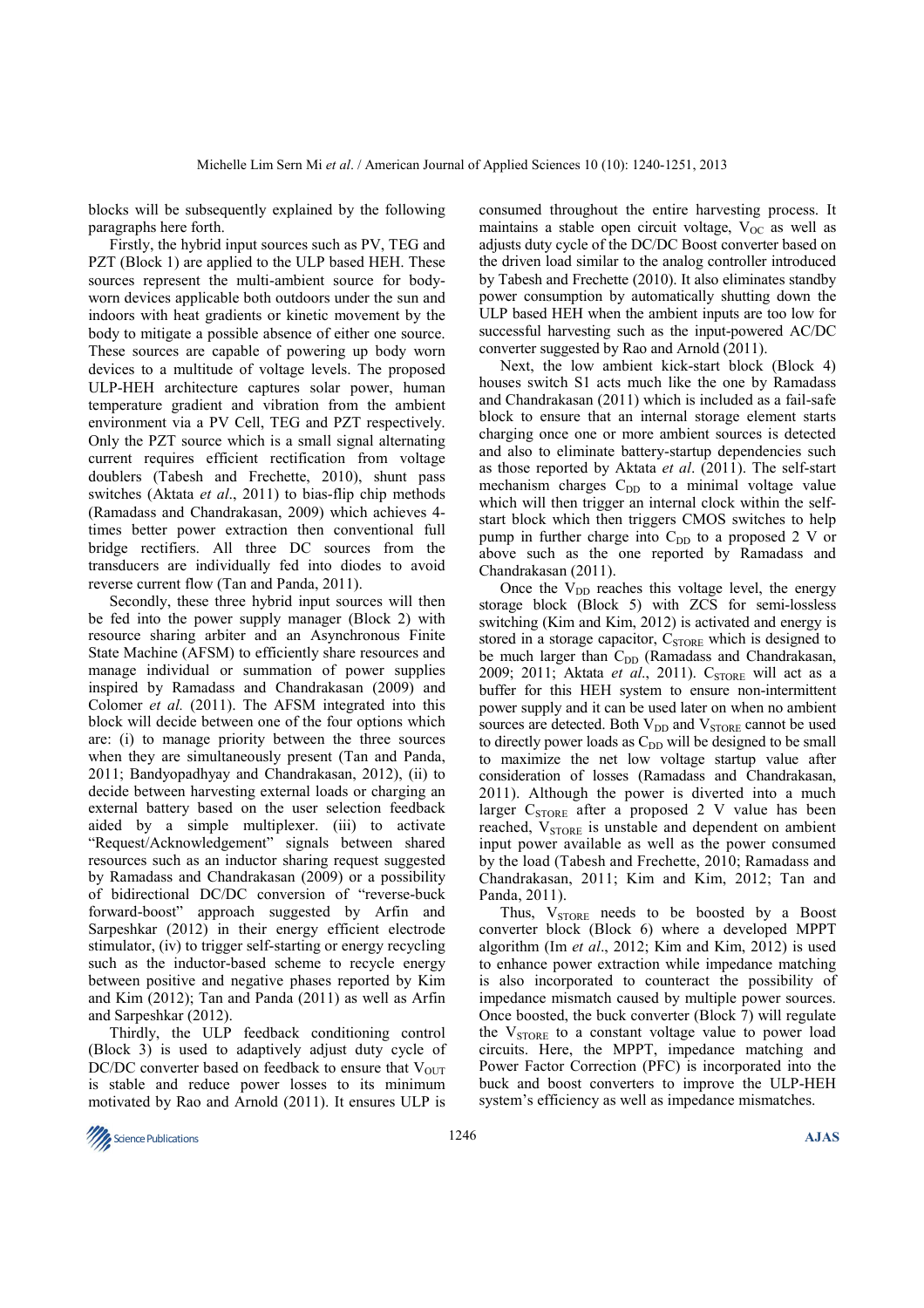blocks will be subsequently explained by the following paragraphs here forth.

Firstly, the hybrid input sources such as PV, TEG and PZT (Block 1) are applied to the ULP based HEH. These sources represent the multi-ambient source for body-worn devices applicable both outdoors under the sun and indoors with heat gradients or kinetic movement by the body to mitigate a possible absence of either one source. These sources are capable of powering up body worn devices to a multitude of voltage levels. The proposed ULP-HEH architecture captures solar power, human temperature gradient and vibration from the ambient environment via a PV Cell, TEG and PZT respectively. Only the PZT source which is a small signal alternating current requires efficient rectification from voltage doublers (Tabesh and Frechette, 2010), shunt pass switches (Aktata *et al*., 2011) to bias-flip chip methods (Ramadass and Chandrakasan, 2009) which achieves 4-times better power extraction then conventional full bridge rectifiers. All three DC sources from the transducers are individually fed into diodes to avoid reverse current flow (Tan and Panda, 2011).

Secondly, these three hybrid input sources will then be fed into the power supply manager (Block 2) with resource sharing arbiter and an Asynchronous Finite State Machine (AFSM) to efficiently share resources and manage individual or summation of power supplies inspired by Ramadass and Chandrakasan (2009) and Colomer *et al.* (2011). The AFSM integrated into this block will decide between one of the four options which are: (i) to manage priority between the three sources when they are simultaneously present (Tan and Panda, 2011; Bandyopadhyay and Chandrakasan, 2012), (ii) to decide between harvesting external loads or charging an external battery based on the user selection feedback aided by a simple multiplexer. (iii) to activate "Request/Acknowledgement" signals between shared resources such as an inductor sharing request suggested by Ramadass and Chandrakasan (2009) or a possibility of bidirectional DC/DC conversion of "reverse-buck forward-boost" approach suggested by Arfin and Sarpeshkar (2012) in their energy efficient electrode stimulator, (iv) to trigger self-starting or energy recycling such as the inductor-based scheme to recycle energy between positive and negative phases reported by Kim and Kim (2012); Tan and Panda (2011) as well as Arfin and Sarpeshkar (2012).

Thirdly, the ULP feedback conditioning control (Block 3) is used to adaptively adjust duty cycle of DC/DC converter based on feedback to ensure that $V_{OUT}$ is stable and reduce power losses to its minimum motivated by Rao and Arnold (2011). It ensures ULP is consumed throughout the entire harvesting process. It maintains a stable open circuit voltage, $V_{OC}$ as well as adjusts duty cycle of the DC/DC Boost converter based on the driven load similar to the analog controller introduced by Tabesh and Frechette (2010). It also eliminates standby power consumption by automatically shutting down the ULP based HEH when the ambient inputs are too low for successful harvesting such as the input-powered AC/DC converter suggested by Rao and Arnold (2011).

Next, the low ambient kick-start block (Block 4) houses switch S1 acts much like the one by Ramadass and Chandrakasan (2011) which is included as a fail-safe block to ensure that an internal storage element starts charging once one or more ambient sources is detected and also to eliminate battery-startup dependencies such as those reported by Aktata *et al*. (2011). The self-start mechanism charges $C_{DD}$ to a minimal voltage value which will then trigger an internal clock within the self-start block which then triggers CMOS switches to help pump in further charge into $C_{DD}$ to a proposed 2 V or above such as the one reported by Ramadass and Chandrakasan (2011).

Once the $V_{DD}$ reaches this voltage level, the energy storage block (Block 5) with ZCS for semi-lossless switching (Kim and Kim, 2012) is activated and energy is stored in a storage capacitor, $C_{STORE}$ which is designed to be much larger than $C_{DD}$ (Ramadass and Chandrakasan, 2009; 2011; Aktata *et al*., 2011). $C_{STORE}$ will act as a buffer for this HEH system to ensure non-intermittent power supply and it can be used later on when no ambient sources are detected. Both $V_{DD}$ and $V_{STORE}$ cannot be used to directly power loads as $C_{DD}$ will be designed to be small to maximize the net low voltage startup value after consideration of losses (Ramadass and Chandrakasan, 2011). Although the power is diverted into a much larger $C_{STORE}$ after a proposed 2 V value has been reached, $V_{STORE}$ is unstable and dependent on ambient input power available as well as the power consumed by the load (Tabesh and Frechette, 2010; Ramadass and Chandrakasan, 2011; Kim and Kim, 2012; Tan and Panda, 2011).

Thus, $V_{STORE}$ needs to be boosted by a Boost converter block (Block 6) where a developed MPPT algorithm (Im *et al*., 2012; Kim and Kim, 2012) is used to enhance power extraction while impedance matching is also incorporated to counteract the possibility of impedance mismatch caused by multiple power sources. Once boosted, the buck converter (Block 7) will regulate the $V_{STORE}$ to a constant voltage value to power load circuits. Here, the MPPT, impedance matching and Power Factor Correction (PFC) is incorporated into the buck and boost converters to improve the ULP-HEH system's efficiency as well as impedance mismatches.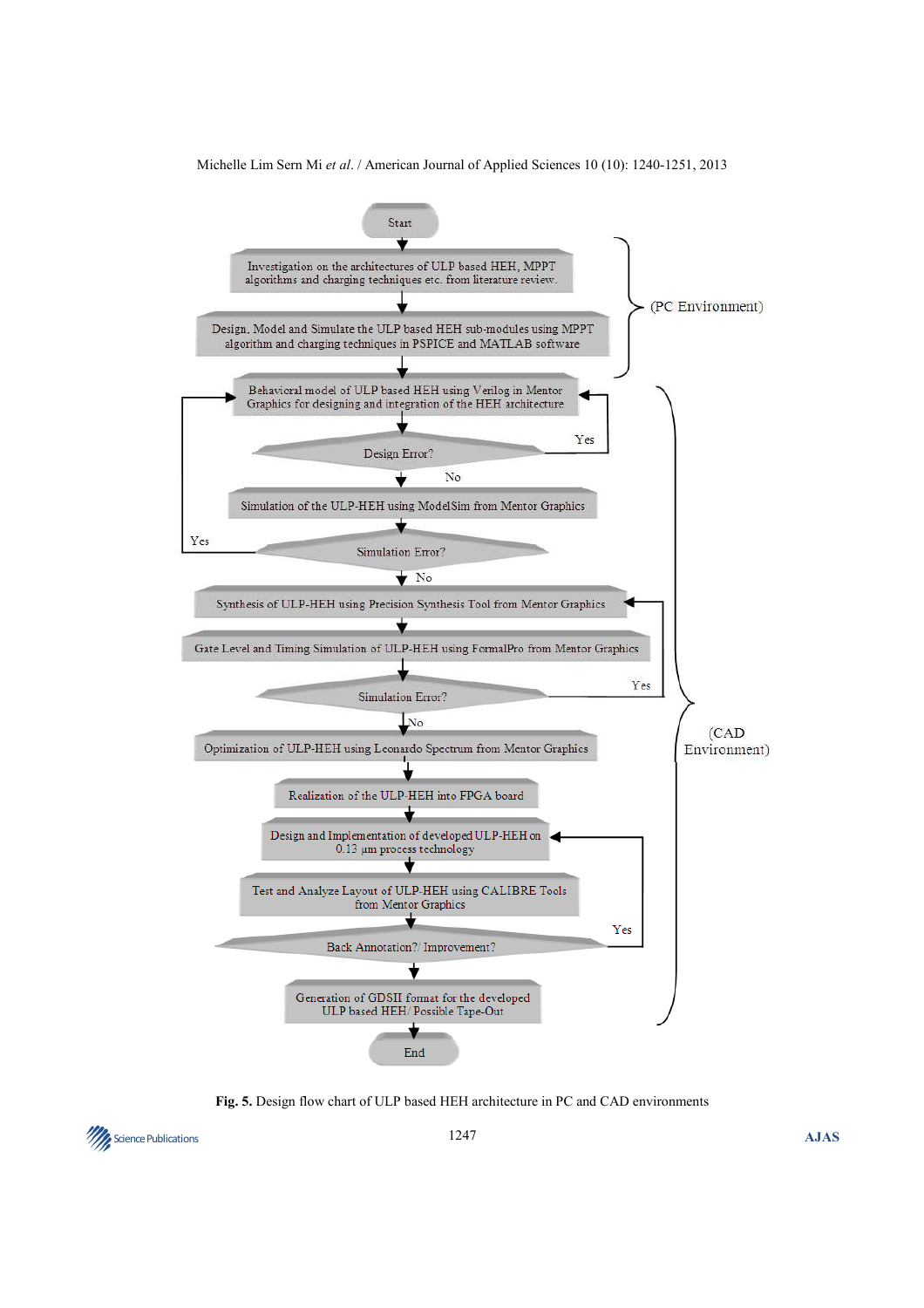Start

(PC Environment)

- Investigation on the architectures of ULP based HEH, MPPT algorithms and charging techniques etc. from literature review.
- Design, Model and Simulate the ULP based HEH sub-modules using MPPT algorithm and charging techniques in PSPICE and MATLAB software

(CAD Environment)

- Behavioral model of ULP based HEH using Verilog in Mentor Graphics for designing and integration of the HEH architecture
- Design Error? (Yes → back to Behavioral model; No → continue)
- Simulation of the ULP-HEH using ModelSim from Mentor Graphics
- Simulation Error? (Yes → back to Behavioral model; No → continue)
- Synthesis of ULP-HEH using Precision Synthesis Tool from Mentor Graphics
- Gate Level and Timing Simulation of ULP-HEH using FormalPro from Mentor Graphics
- Simulation Error? (Yes → back to Synthesis; No → continue)
- Optimization of ULP-HEH using Leonardo Spectrum from Mentor Graphics
- Realization of the ULP-HEH into FPGA board
- Design and Implementation of developed ULP-HEH on 0.13 µm process technology
- Test and Analyze Layout of ULP-HEH using CALIBRE Tools from Mentor Graphics
- Back Annotation?/ Improvement? (Yes → back to Design and Implementation)
- Generation of GDSII format for the developed ULP based HEH/ Possible Tape-Out

End

**Fig. 5.** Design flow chart of ULP based HEH architecture in PC and CAD environments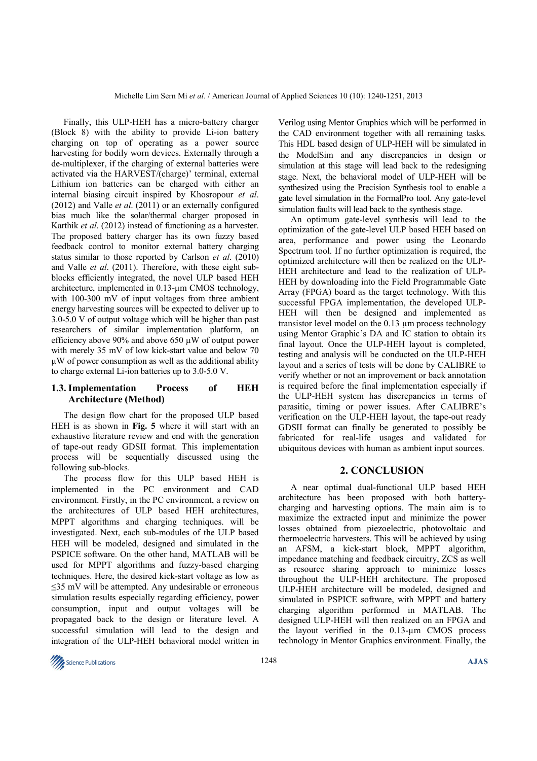Finally, this ULP-HEH has a micro-battery charger (Block 8) with the ability to provide Li-ion battery charging on top of operating as a power source harvesting for bodily worn devices. Externally through a de-multiplexer, if the charging of external batteries were activated via the HARVEST/(charge)' terminal, external Lithium ion batteries can be charged with either an internal biasing circuit inspired by Khosropour *et al*. (2012) and Valle *et al*. (2011) or an externally configured bias much like the solar/thermal charger proposed in Karthik *et al*. (2012) instead of functioning as a harvester. The proposed battery charger has its own fuzzy based feedback control to monitor external battery charging status similar to those reported by Carlson *et al*. (2010) and Valle *et al*. (2011). Therefore, with these eight sub-blocks efficiently integrated, the novel ULP based HEH architecture, implemented in 0.13-µm CMOS technology, with 100-300 mV of input voltages from three ambient energy harvesting sources will be expected to deliver up to 3.0-5.0 V of output voltage which will be higher than past researchers of similar implementation platform, an efficiency above 90% and above 650 µW of output power with merely 35 mV of low kick-start value and below 70 µW of power consumption as well as the additional ability to charge external Li-ion batteries up to 3.0-5.0 V.

### 1.3. Implementation Process of HEH Architecture (Method)

The design flow chart for the proposed ULP based HEH is as shown in **Fig. 5** where it will start with an exhaustive literature review and end with the generation of tape-out ready GDSII format. This implementation process will be sequentially discussed using the following sub-blocks.

The process flow for this ULP based HEH is implemented in the PC environment and CAD environment. Firstly, in the PC environment, a review on the architectures of ULP based HEH architectures, MPPT algorithms and charging techniques. will be investigated. Next, each sub-modules of the ULP based HEH will be modeled, designed and simulated in the PSPICE software. On the other hand, MATLAB will be used for MPPT algorithms and fuzzy-based charging techniques. Here, the desired kick-start voltage as low as ≤35 mV will be attempted. Any undesirable or erroneous simulation results especially regarding efficiency, power consumption, input and output voltages will be propagated back to the design or literature level. A successful simulation will lead to the design and integration of the ULP-HEH behavioral model written in Verilog using Mentor Graphics which will be performed in the CAD environment together with all remaining tasks. This HDL based design of ULP-HEH will be simulated in the ModelSim and any discrepancies in design or simulation at this stage will lead back to the redesigning stage. Next, the behavioral model of ULP-HEH will be synthesized using the Precision Synthesis tool to enable a gate level simulation in the FormalPro tool. Any gate-level simulation faults will lead back to the synthesis stage.

An optimum gate-level synthesis will lead to the optimization of the gate-level ULP based HEH based on area, performance and power using the Leonardo Spectrum tool. If no further optimization is required, the optimized architecture will then be realized on the ULP-HEH architecture and lead to the realization of ULP-HEH by downloading into the Field Programmable Gate Array (FPGA) board as the target technology. With this successful FPGA implementation, the developed ULP-HEH will then be designed and implemented as transistor level model on the 0.13 µm process technology using Mentor Graphic's DA and IC station to obtain its final layout. Once the ULP-HEH layout is completed, testing and analysis will be conducted on the ULP-HEH layout and a series of tests will be done by CALIBRE to verify whether or not an improvement or back annotation is required before the final implementation especially if the ULP-HEH system has discrepancies in terms of parasitic, timing or power issues. After CALIBRE's verification on the ULP-HEH layout, the tape-out ready GDSII format can finally be generated to possibly be fabricated for real-life usages and validated for ubiquitous devices with human as ambient input sources.

## 2. CONCLUSION

A near optimal dual-functional ULP based HEH architecture has been proposed with both battery-charging and harvesting options. The main aim is to maximize the extracted input and minimize the power losses obtained from piezoelectric, photovoltaic and thermoelectric harvesters. This will be achieved by using an AFSM, a kick-start block, MPPT algorithm, impedance matching and feedback circuitry, ZCS as well as resource sharing approach to minimize losses throughout the ULP-HEH architecture. The proposed ULP-HEH architecture will be modeled, designed and simulated in PSPICE software, with MPPT and battery charging algorithm performed in MATLAB. The designed ULP-HEH will then realized on an FPGA and the layout verified in the 0.13-µm CMOS process technology in Mentor Graphics environment. Finally, the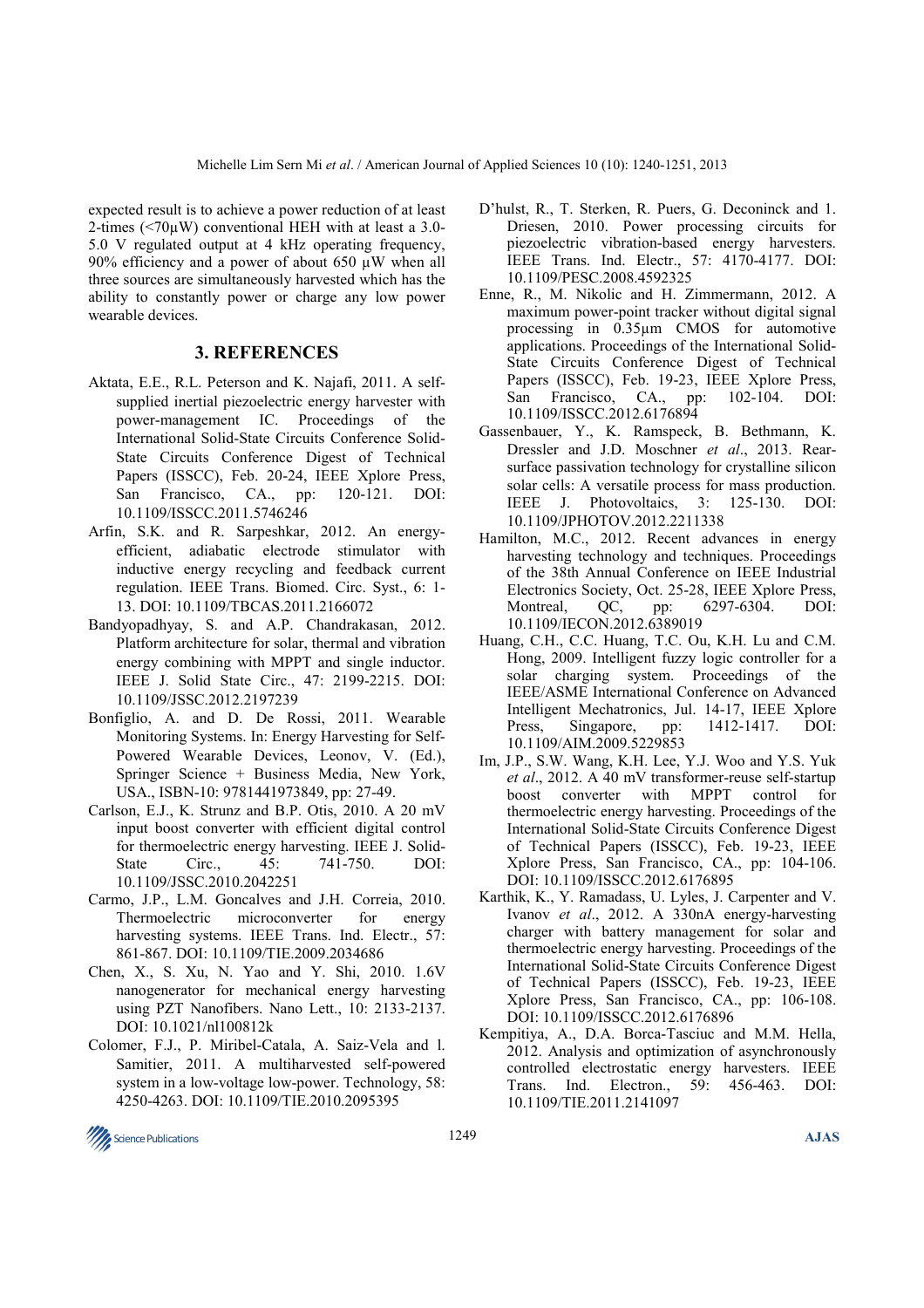expected result is to achieve a power reduction of at least 2-times (<70μW) conventional HEH with at least a 3.0-5.0 V regulated output at 4 kHz operating frequency, 90% efficiency and a power of about 650 μW when all three sources are simultaneously harvested which has the ability to constantly power or charge any low power wearable devices.

## 3. REFERENCES

Aktata, E.E., R.L. Peterson and K. Najafi, 2011. A self-supplied inertial piezoelectric energy harvester with power-management IC. Proceedings of the International Solid-State Circuits Conference Solid-State Circuits Conference Digest of Technical Papers (ISSCC), Feb. 20-24, IEEE Xplore Press, San Francisco, CA., pp: 120-121. DOI: 10.1109/ISSCC.2011.5746246

Arfin, S.K. and R. Sarpeshkar, 2012. An energy-efficient, adiabatic electrode stimulator with inductive energy recycling and feedback current regulation. IEEE Trans. Biomed. Circ. Syst., 6: 1-13. DOI: 10.1109/TBCAS.2011.2166072

Bandyopadhyay, S. and A.P. Chandrakasan, 2012. Platform architecture for solar, thermal and vibration energy combining with MPPT and single inductor. IEEE J. Solid State Circ., 47: 2199-2215. DOI: 10.1109/JSSC.2012.2197239

Bonfiglio, A. and D. De Rossi, 2011. Wearable Monitoring Systems. In: Energy Harvesting for Self-Powered Wearable Devices, Leonov, V. (Ed.), Springer Science + Business Media, New York, USA., ISBN-10: 9781441973849, pp: 27-49.

Carlson, E.J., K. Strunz and B.P. Otis, 2010. A 20 mV input boost converter with efficient digital control for thermoelectric energy harvesting. IEEE J. Solid-State Circ., 45: 741-750. DOI: 10.1109/JSSC.2010.2042251

Carmo, J.P., L.M. Goncalves and J.H. Correia, 2010. Thermoelectric microconverter for energy harvesting systems. IEEE Trans. Ind. Electr., 57: 861-867. DOI: 10.1109/TIE.2009.2034686

Chen, X., S. Xu, N. Yao and Y. Shi, 2010. 1.6V nanogenerator for mechanical energy harvesting using PZT Nanofibers. Nano Lett., 10: 2133-2137. DOI: 10.1021/nl100812k

Colomer, F.J., P. Miribel-Catala, A. Saiz-Vela and l. Samitier, 2011. A multiharvested self-powered system in a low-voltage low-power. Technology, 58: 4250-4263. DOI: 10.1109/TIE.2010.2095395

D'hulst, R., T. Sterken, R. Puers, G. Deconinck and 1. Driesen, 2010. Power processing circuits for piezoelectric vibration-based energy harvesters. IEEE Trans. Ind. Electr., 57: 4170-4177. DOI: 10.1109/PESC.2008.4592325

Enne, R., M. Nikolic and H. Zimmermann, 2012. A maximum power-point tracker without digital signal processing in 0.35μm CMOS for automotive applications. Proceedings of the International Solid-State Circuits Conference Digest of Technical Papers (ISSCC), Feb. 19-23, IEEE Xplore Press, San Francisco, CA., pp: 102-104. DOI: 10.1109/ISSCC.2012.6176894

Gassenbauer, Y., K. Ramspeck, B. Bethmann, K. Dressler and J.D. Moschner *et al*., 2013. Rear-surface passivation technology for crystalline silicon solar cells: A versatile process for mass production. IEEE J. Photovoltaics, 3: 125-130. DOI: 10.1109/JPHOTOV.2012.2211338

Hamilton, M.C., 2012. Recent advances in energy harvesting technology and techniques. Proceedings of the 38th Annual Conference on IEEE Industrial Electronics Society, Oct. 25-28, IEEE Xplore Press, Montreal, QC, pp: 6297-6304. DOI: 10.1109/IECON.2012.6389019

Huang, C.H., C.C. Huang, T.C. Ou, K.H. Lu and C.M. Hong, 2009. Intelligent fuzzy logic controller for a solar charging system. Proceedings of the IEEE/ASME International Conference on Advanced Intelligent Mechatronics, Jul. 14-17, IEEE Xplore Press, Singapore, pp: 1412-1417. DOI: 10.1109/AIM.2009.5229853

Im, J.P., S.W. Wang, K.H. Lee, Y.J. Woo and Y.S. Yuk *et al*., 2012. A 40 mV transformer-reuse self-startup boost converter with MPPT control for thermoelectric energy harvesting. Proceedings of the International Solid-State Circuits Conference Digest of Technical Papers (ISSCC), Feb. 19-23, IEEE Xplore Press, San Francisco, CA., pp: 104-106. DOI: 10.1109/ISSCC.2012.6176895

Karthik, K., Y. Ramadass, U. Lyles, J. Carpenter and V. Ivanov *et al*., 2012. A 330nA energy-harvesting charger with battery management for solar and thermoelectric energy harvesting. Proceedings of the International Solid-State Circuits Conference Digest of Technical Papers (ISSCC), Feb. 19-23, IEEE Xplore Press, San Francisco, CA., pp: 106-108. DOI: 10.1109/ISSCC.2012.6176896

Kempitiya, A., D.A. Borca-Tasciuc and M.M. Hella, 2012. Analysis and optimization of asynchronously controlled electrostatic energy harvesters. IEEE Trans. Ind. Electron., 59: 456-463. DOI: 10.1109/TIE.2011.2141097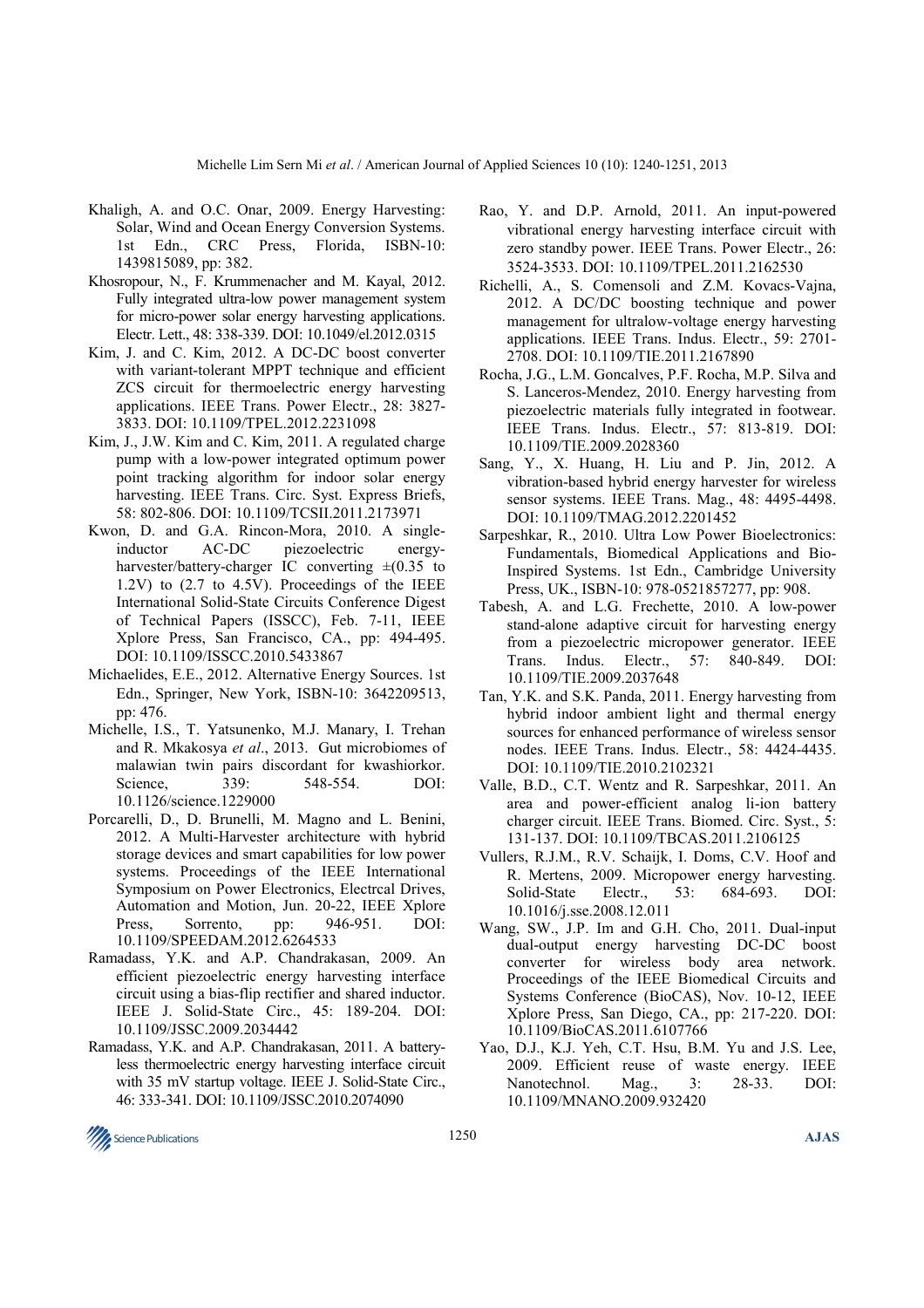Khaligh, A. and O.C. Onar, 2009. Energy Harvesting: Solar, Wind and Ocean Energy Conversion Systems. 1st Edn., CRC Press, Florida, ISBN-10: 1439815089, pp: 382.

Khosropour, N., F. Krummenacher and M. Kayal, 2012. Fully integrated ultra-low power management system for micro-power solar energy harvesting applications. Electr. Lett., 48: 338-339. DOI: 10.1049/el.2012.0315

Kim, J. and C. Kim, 2012. A DC-DC boost converter with variant-tolerant MPPT technique and efficient ZCS circuit for thermoelectric energy harvesting applications. IEEE Trans. Power Electr., 28: 3827-3833. DOI: 10.1109/TPEL.2012.2231098

Kim, J., J.W. Kim and C. Kim, 2011. A regulated charge pump with a low-power integrated optimum power point tracking algorithm for indoor solar energy harvesting. IEEE Trans. Circ. Syst. Express Briefs, 58: 802-806. DOI: 10.1109/TCSII.2011.2173971

Kwon, D. and G.A. Rincon-Mora, 2010. A single-inductor AC-DC piezoelectric energy-harvester/battery-charger IC converting ±(0.35 to 1.2V) to (2.7 to 4.5V). Proceedings of the IEEE International Solid-State Circuits Conference Digest of Technical Papers (ISSCC), Feb. 7-11, IEEE Xplore Press, San Francisco, CA., pp: 494-495. DOI: 10.1109/ISSCC.2010.5433867

Michaelides, E.E., 2012. Alternative Energy Sources. 1st Edn., Springer, New York, ISBN-10: 3642209513, pp: 476.

Michelle, I.S., T. Yatsunenko, M.J. Manary, I. Trehan and R. Mkakosya *et al*., 2013. Gut microbiomes of malawian twin pairs discordant for kwashiorkor. Science, 339: 548-554. DOI: 10.1126/science.1229000

Porcarelli, D., D. Brunelli, M. Magno and L. Benini, 2012. A Multi-Harvester architecture with hybrid storage devices and smart capabilities for low power systems. Proceedings of the IEEE International Symposium on Power Electronics, Electrcal Drives, Automation and Motion, Jun. 20-22, IEEE Xplore Press, Sorrento, pp: 946-951. DOI: 10.1109/SPEEDAM.2012.6264533

Ramadass, Y.K. and A.P. Chandrakasan, 2009. An efficient piezoelectric energy harvesting interface circuit using a bias-flip rectifier and shared inductor. IEEE J. Solid-State Circ., 45: 189-204. DOI: 10.1109/JSSC.2009.2034442

Ramadass, Y.K. and A.P. Chandrakasan, 2011. A battery-less thermoelectric energy harvesting interface circuit with 35 mV startup voltage. IEEE J. Solid-State Circ., 46: 333-341. DOI: 10.1109/JSSC.2010.2074090

Rao, Y. and D.P. Arnold, 2011. An input-powered vibrational energy harvesting interface circuit with zero standby power. IEEE Trans. Power Electr., 26: 3524-3533. DOI: 10.1109/TPEL.2011.2162530

Richelli, A., S. Comensoli and Z.M. Kovacs-Vajna, 2012. A DC/DC boosting technique and power management for ultralow-voltage energy harvesting applications. IEEE Trans. Indus. Electr., 59: 2701-2708. DOI: 10.1109/TIE.2011.2167890

Rocha, J.G., L.M. Goncalves, P.F. Rocha, M.P. Silva and S. Lanceros-Mendez, 2010. Energy harvesting from piezoelectric materials fully integrated in footwear. IEEE Trans. Indus. Electr., 57: 813-819. DOI: 10.1109/TIE.2009.2028360

Sang, Y., X. Huang, H. Liu and P. Jin, 2012. A vibration-based hybrid energy harvester for wireless sensor systems. IEEE Trans. Mag., 48: 4495-4498. DOI: 10.1109/TMAG.2012.2201452

Sarpeshkar, R., 2010. Ultra Low Power Bioelectronics: Fundamentals, Biomedical Applications and Bio-Inspired Systems. 1st Edn., Cambridge University Press, UK., ISBN-10: 978-0521857277, pp: 908.

Tabesh, A. and L.G. Frechette, 2010. A low-power stand-alone adaptive circuit for harvesting energy from a piezoelectric micropower generator. IEEE Trans. Indus. Electr., 57: 840-849. DOI: 10.1109/TIE.2009.2037648

Tan, Y.K. and S.K. Panda, 2011. Energy harvesting from hybrid indoor ambient light and thermal energy sources for enhanced performance of wireless sensor nodes. IEEE Trans. Indus. Electr., 58: 4424-4435. DOI: 10.1109/TIE.2010.2102321

Valle, B.D., C.T. Wentz and R. Sarpeshkar, 2011. An area and power-efficient analog li-ion battery charger circuit. IEEE Trans. Biomed. Circ. Syst., 5: 131-137. DOI: 10.1109/TBCAS.2011.2106125

Vullers, R.J.M., R.V. Schaijk, I. Doms, C.V. Hoof and R. Mertens, 2009. Micropower energy harvesting. Solid-State Electr., 53: 684-693. DOI: 10.1016/j.sse.2008.12.011

Wang, SW., J.P. Im and G.H. Cho, 2011. Dual-input dual-output energy harvesting DC-DC boost converter for wireless body area network. Proceedings of the IEEE Biomedical Circuits and Systems Conference (BioCAS), Nov. 10-12, IEEE Xplore Press, San Diego, CA., pp: 217-220. DOI: 10.1109/BioCAS.2011.6107766

Yao, D.J., K.J. Yeh, C.T. Hsu, B.M. Yu and J.S. Lee, 2009. Efficient reuse of waste energy. IEEE Nanotechnol. Mag., 3: 28-33. DOI: 10.1109/MNANO.2009.932420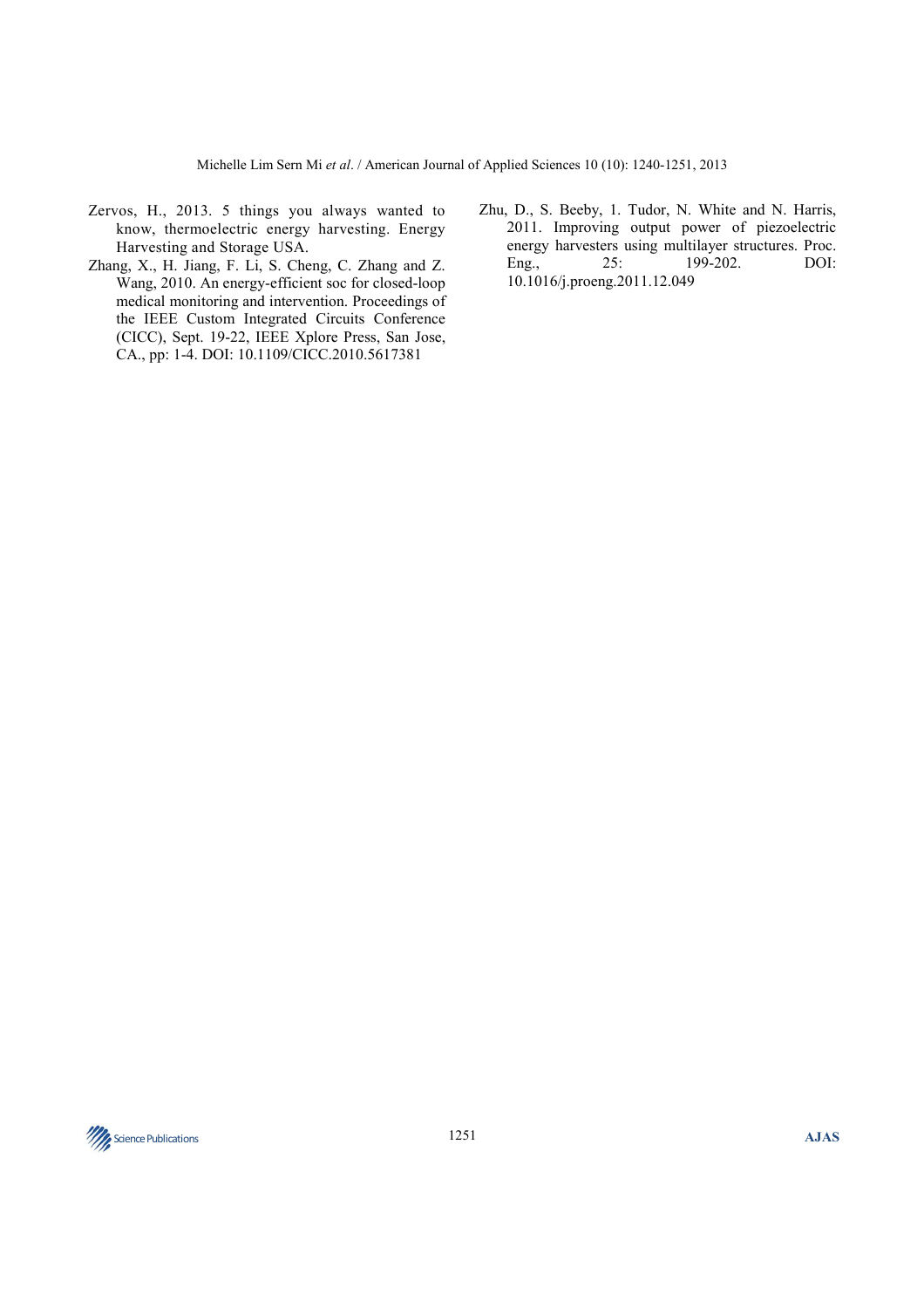Zervos, H., 2013. 5 things you always wanted to know, thermoelectric energy harvesting. Energy Harvesting and Storage USA.

Zhang, X., H. Jiang, F. Li, S. Cheng, C. Zhang and Z. Wang, 2010. An energy-efficient soc for closed-loop medical monitoring and intervention. Proceedings of the IEEE Custom Integrated Circuits Conference (CICC), Sept. 19-22, IEEE Xplore Press, San Jose, CA., pp: 1-4. DOI: 10.1109/CICC.2010.5617381

Zhu, D., S. Beeby, 1. Tudor, N. White and N. Harris, 2011. Improving output power of piezoelectric energy harvesters using multilayer structures. Proc. Eng., 25: 199-202. DOI: 10.1016/j.proeng.2011.12.049